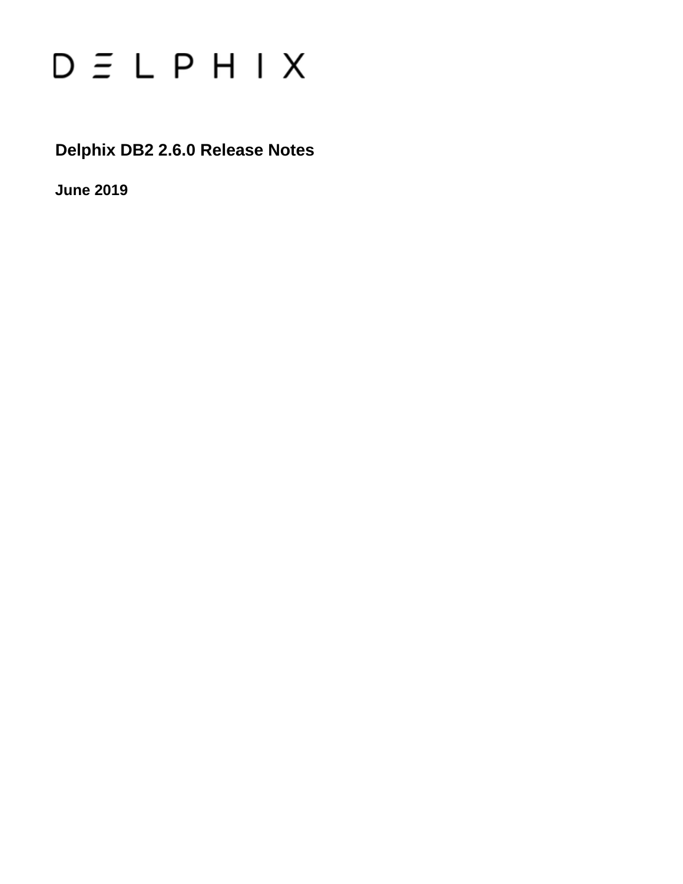DELPHIX

# Delphix DB2 2.6.0 Release Notes

**June 2019**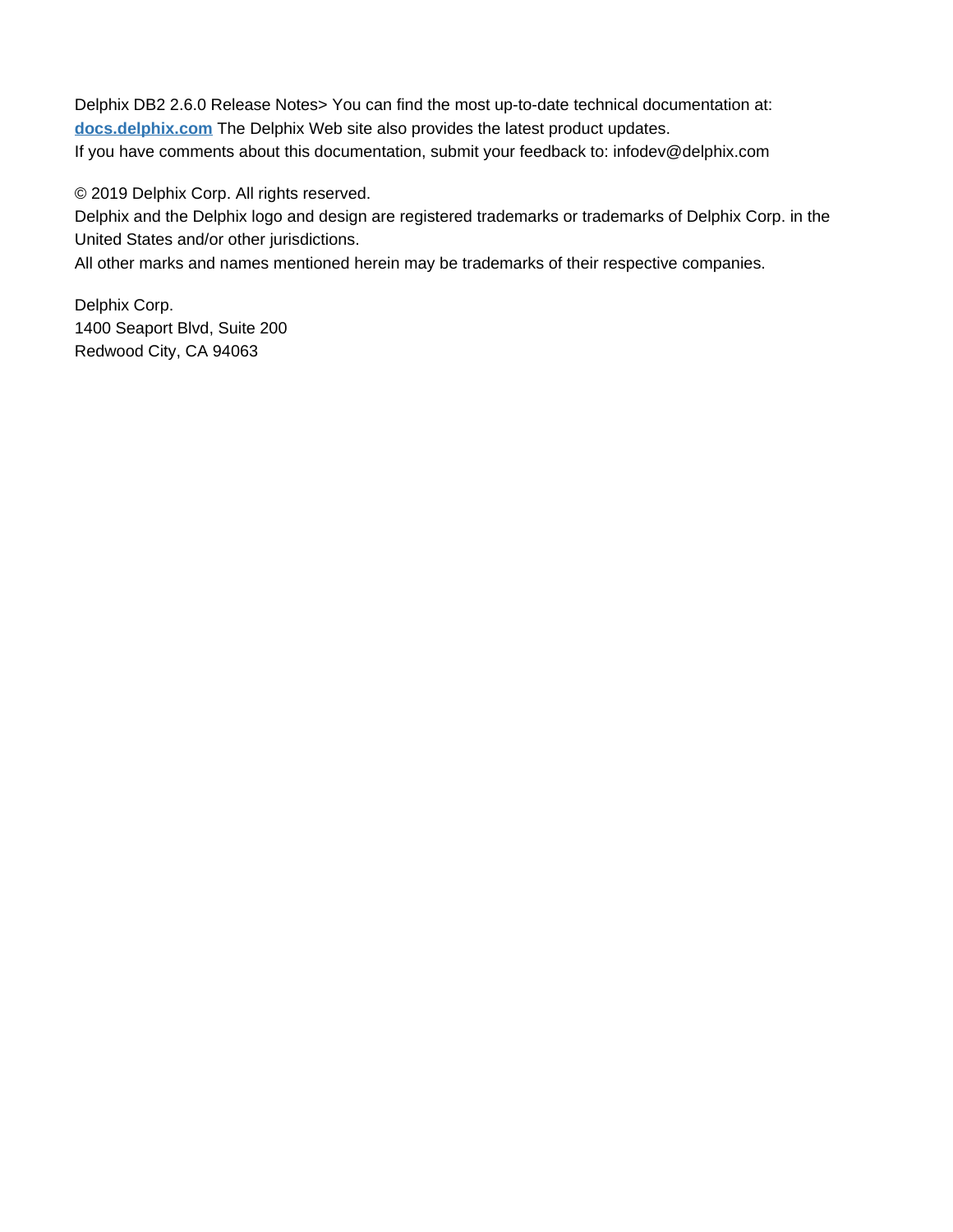Delphix DB2 2.6.0 Release Notes> You can find the most up-to-date technical documentation at: **[docs.delphix.com](http://docs.delphix.com)** The Delphix Web site also provides the latest product updates.
If you have comments about this documentation, submit your feedback to: infodev@delphix.com

© 2019 Delphix Corp. All rights reserved.
Delphix and the Delphix logo and design are registered trademarks or trademarks of Delphix Corp. in the United States and/or other jurisdictions.
All other marks and names mentioned herein may be trademarks of their respective companies.

Delphix Corp.
1400 Seaport Blvd, Suite 200
Redwood City, CA 94063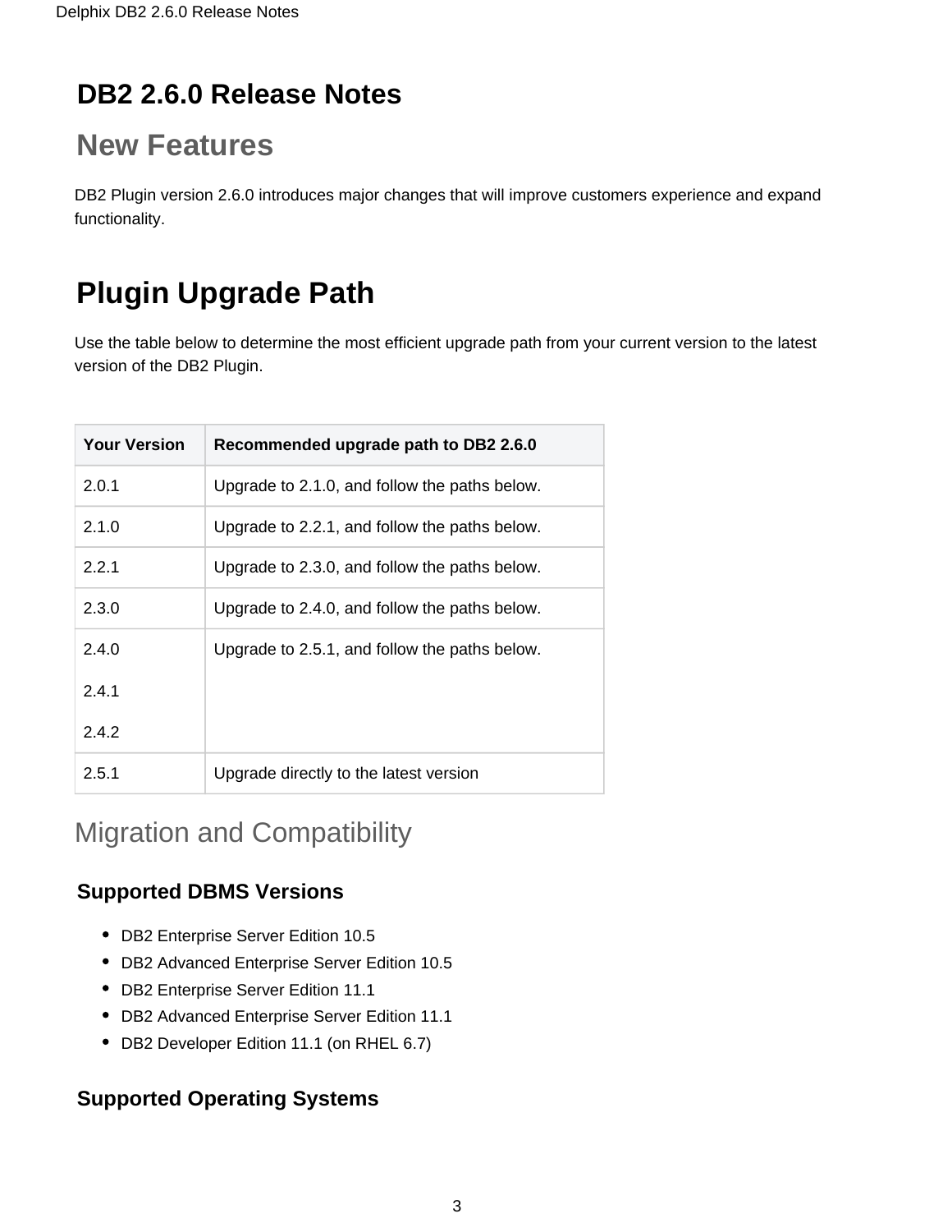# DB2 2.6.0 Release Notes

## New Features

DB2 Plugin version 2.6.0 introduces major changes that will improve customers experience and expand functionality.

# Plugin Upgrade Path

Use the table below to determine the most efficient upgrade path from your current version to the latest version of the DB2 Plugin.

| Your Version | Recommended upgrade path to DB2 2.6.0 |
|---|---|
| 2.0.1 | Upgrade to 2.1.0, and follow the paths below. |
| 2.1.0 | Upgrade to 2.2.1, and follow the paths below. |
| 2.2.1 | Upgrade to 2.3.0, and follow the paths below. |
| 2.3.0 | Upgrade to 2.4.0, and follow the paths below. |
| 2.4.0<br>2.4.1<br>2.4.2 | Upgrade to 2.5.1, and follow the paths below. |
| 2.5.1 | Upgrade directly to the latest version |

## Migration and Compatibility

### Supported DBMS Versions

- DB2 Enterprise Server Edition 10.5
- DB2 Advanced Enterprise Server Edition 10.5
- DB2 Enterprise Server Edition 11.1
- DB2 Advanced Enterprise Server Edition 11.1
- DB2 Developer Edition 11.1 (on RHEL 6.7)

### Supported Operating Systems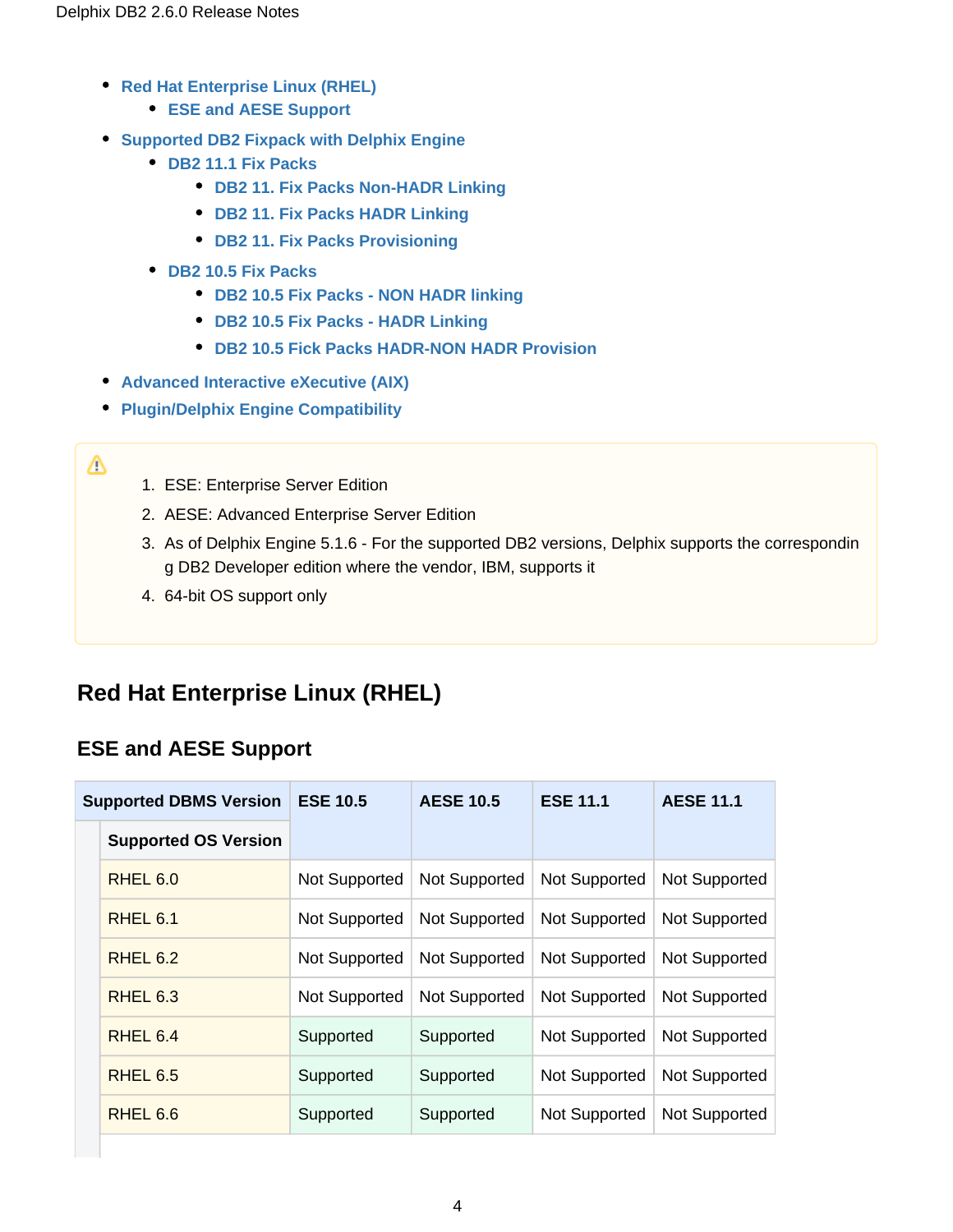- Red Hat Enterprise Linux (RHEL)
  - ESE and AESE Support
- Supported DB2 Fixpack with Delphix Engine
  - DB2 11.1 Fix Packs
    - DB2 11. Fix Packs Non-HADR Linking
    - DB2 11. Fix Packs HADR Linking
    - DB2 11. Fix Packs Provisioning
  - DB2 10.5 Fix Packs
    - DB2 10.5 Fix Packs - NON HADR linking
    - DB2 10.5 Fix Packs - HADR Linking
    - DB2 10.5 Fick Packs HADR-NON HADR Provision
- Advanced Interactive eXecutive (AIX)
- Plugin/Delphix Engine Compatibility

> 1. ESE: Enterprise Server Edition
> 2. AESE: Advanced Enterprise Server Edition
> 3. As of Delphix Engine 5.1.6 - For the supported DB2 versions, Delphix supports the corresponding DB2 Developer edition where the vendor, IBM, supports it
> 4. 64-bit OS support only

## Red Hat Enterprise Linux (RHEL)

### ESE and AESE Support

| Supported DBMS Version | ESE 10.5 | AESE 10.5 | ESE 11.1 | AESE 11.1 |
|---|---|---|---|---|
| **Supported OS Version** | | | | |
| RHEL 6.0 | Not Supported | Not Supported | Not Supported | Not Supported |
| RHEL 6.1 | Not Supported | Not Supported | Not Supported | Not Supported |
| RHEL 6.2 | Not Supported | Not Supported | Not Supported | Not Supported |
| RHEL 6.3 | Not Supported | Not Supported | Not Supported | Not Supported |
| RHEL 6.4 | Supported | Supported | Not Supported | Not Supported |
| RHEL 6.5 | Supported | Supported | Not Supported | Not Supported |
| RHEL 6.6 | Supported | Supported | Not Supported | Not Supported |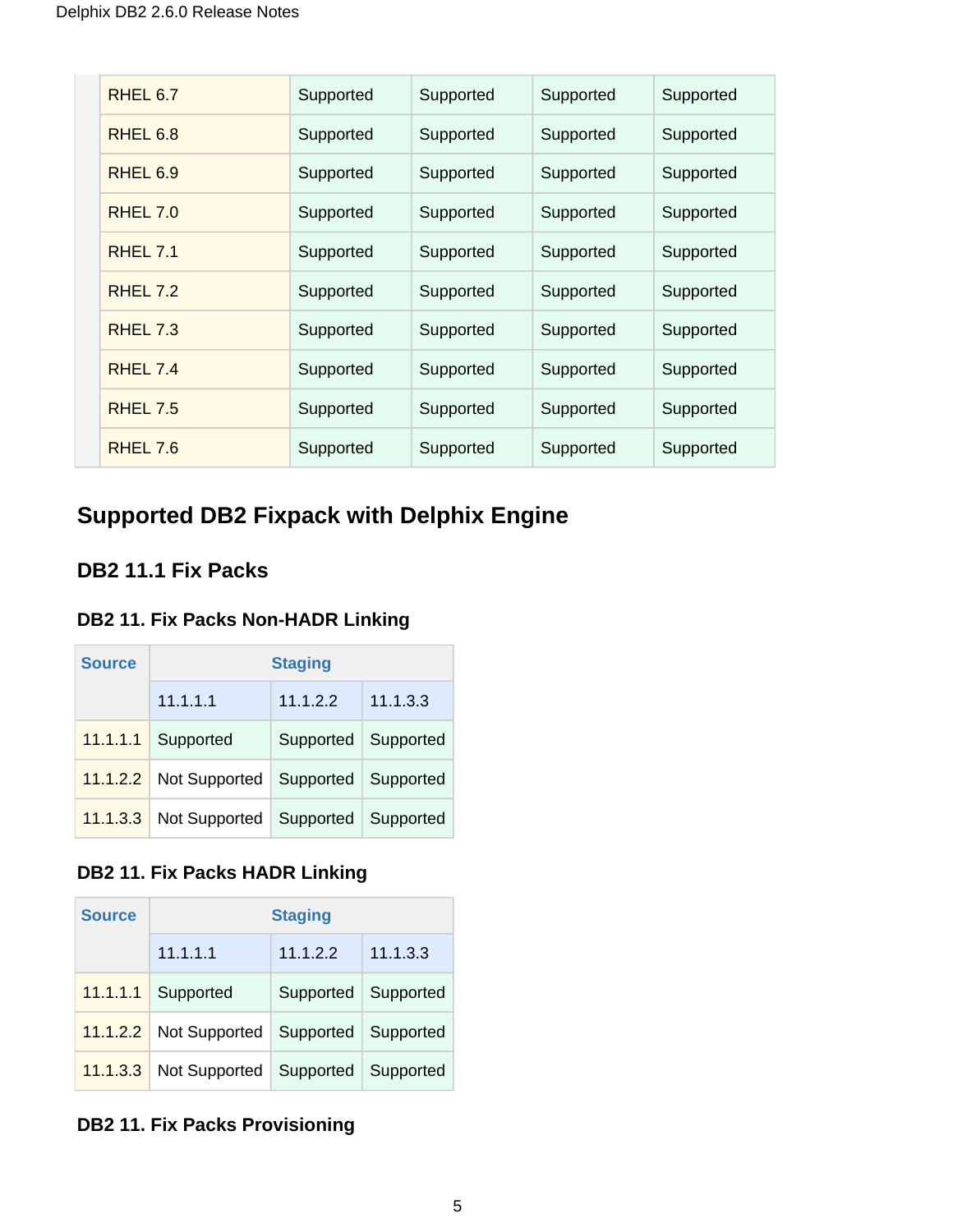| | | | | | |
|---|---|---|---|---|---|
| | RHEL 6.7 | Supported | Supported | Supported | Supported |
| | RHEL 6.8 | Supported | Supported | Supported | Supported |
| | RHEL 6.9 | Supported | Supported | Supported | Supported |
| | RHEL 7.0 | Supported | Supported | Supported | Supported |
| | RHEL 7.1 | Supported | Supported | Supported | Supported |
| | RHEL 7.2 | Supported | Supported | Supported | Supported |
| | RHEL 7.3 | Supported | Supported | Supported | Supported |
| | RHEL 7.4 | Supported | Supported | Supported | Supported |
| | RHEL 7.5 | Supported | Supported | Supported | Supported |
| | RHEL 7.6 | Supported | Supported | Supported | Supported |

## Supported DB2 Fixpack with Delphix Engine

### DB2 11.1 Fix Packs

#### DB2 11. Fix Packs Non-HADR Linking

| Source | Staging | | |
|---|---|---|---|
| | 11.1.1.1 | 11.1.2.2 | 11.1.3.3 |
| 11.1.1.1 | Supported | Supported | Supported |
| 11.1.2.2 | Not Supported | Supported | Supported |
| 11.1.3.3 | Not Supported | Supported | Supported |

#### DB2 11. Fix Packs HADR Linking

| Source | Staging | | |
|---|---|---|---|
| | 11.1.1.1 | 11.1.2.2 | 11.1.3.3 |
| 11.1.1.1 | Supported | Supported | Supported |
| 11.1.2.2 | Not Supported | Supported | Supported |
| 11.1.3.3 | Not Supported | Supported | Supported |

#### DB2 11. Fix Packs Provisioning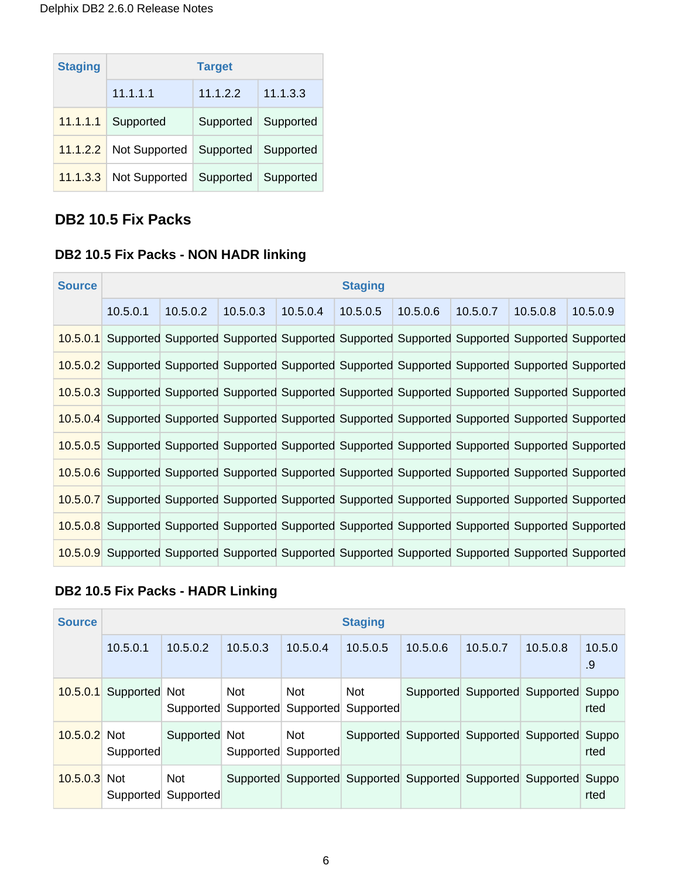| Staging | Target | | |
|---|---|---|---|
| | 11.1.1.1 | 11.1.2.2 | 11.1.3.3 |
| 11.1.1.1 | Supported | Supported | Supported |
| 11.1.2.2 | Not Supported | Supported | Supported |
| 11.1.3.3 | Not Supported | Supported | Supported |

## DB2 10.5 Fix Packs

### DB2 10.5 Fix Packs - NON HADR linking

| Source | Staging | | | | | | | | |
|---|---|---|---|---|---|---|---|---|---|
| | 10.5.0.1 | 10.5.0.2 | 10.5.0.3 | 10.5.0.4 | 10.5.0.5 | 10.5.0.6 | 10.5.0.7 | 10.5.0.8 | 10.5.0.9 |
| 10.5.0.1 | Supported | Supported | Supported | Supported | Supported | Supported | Supported | Supported | Supported |
| 10.5.0.2 | Supported | Supported | Supported | Supported | Supported | Supported | Supported | Supported | Supported |
| 10.5.0.3 | Supported | Supported | Supported | Supported | Supported | Supported | Supported | Supported | Supported |
| 10.5.0.4 | Supported | Supported | Supported | Supported | Supported | Supported | Supported | Supported | Supported |
| 10.5.0.5 | Supported | Supported | Supported | Supported | Supported | Supported | Supported | Supported | Supported |
| 10.5.0.6 | Supported | Supported | Supported | Supported | Supported | Supported | Supported | Supported | Supported |
| 10.5.0.7 | Supported | Supported | Supported | Supported | Supported | Supported | Supported | Supported | Supported |
| 10.5.0.8 | Supported | Supported | Supported | Supported | Supported | Supported | Supported | Supported | Supported |
| 10.5.0.9 | Supported | Supported | Supported | Supported | Supported | Supported | Supported | Supported | Supported |

### DB2 10.5 Fix Packs - HADR Linking

| Source | Staging | | | | | | | | |
|---|---|---|---|---|---|---|---|---|---|
| | 10.5.0.1 | 10.5.0.2 | 10.5.0.3 | 10.5.0.4 | 10.5.0.5 | 10.5.0.6 | 10.5.0.7 | 10.5.0.8 | 10.5.0.9 |
| 10.5.0.1 | Supported | Not Supported | Not Supported | Not Supported | Not Supported | Supported | Supported | Supported | Supported |
| 10.5.0.2 | Not Supported | Supported | Not Supported | Not Supported | Supported | Supported | Supported | Supported | Supported |
| 10.5.0.3 | Not Supported | Not Supported | Supported | Supported | Supported | Supported | Supported | Supported | Supported |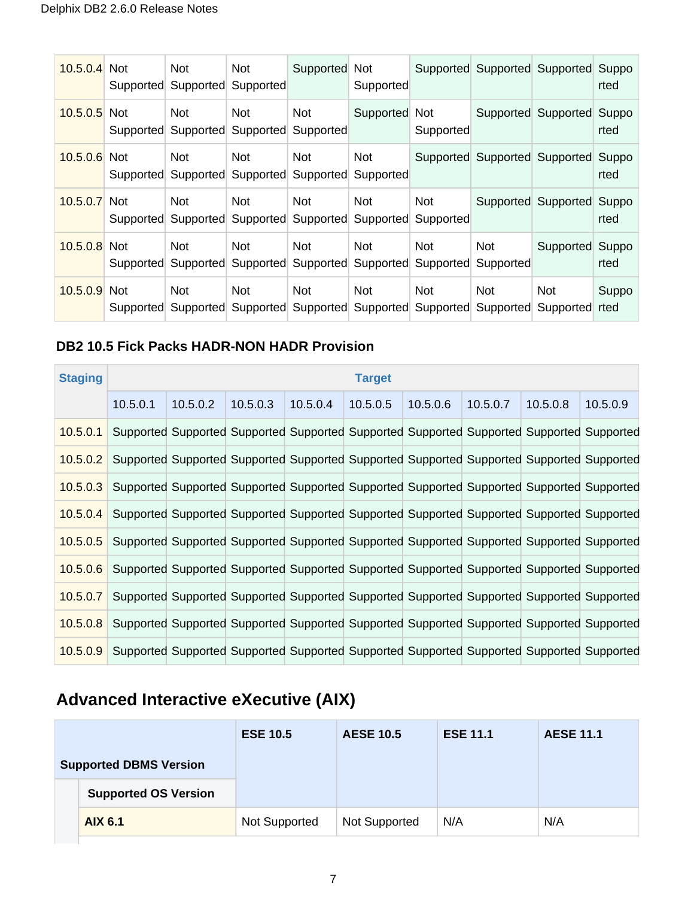| | | | | | | | | | |
|---|---|---|---|---|---|---|---|---|---|
| 10.5.0.4 | Not Supported | Not Supported | Not Supported | Supported | Not Supported | Supported | Supported | Supported | Supported |
| 10.5.0.5 | Not Supported | Not Supported | Not Supported | Not Supported | Supported | Not Supported | Supported | Supported | Supported |
| 10.5.0.6 | Not Supported | Not Supported | Not Supported | Not Supported | Not Supported | Supported | Supported | Supported | Supported |
| 10.5.0.7 | Not Supported | Not Supported | Not Supported | Not Supported | Not Supported | Not Supported | Supported | Supported | Supported |
| 10.5.0.8 | Not Supported | Not Supported | Not Supported | Not Supported | Not Supported | Not Supported | Not Supported | Supported | Supported |
| 10.5.0.9 | Not Supported | Not Supported | Not Supported | Not Supported | Not Supported | Not Supported | Not Supported | Not Supported | Supported |

### DB2 10.5 Fick Packs HADR-NON HADR Provision

| Staging | Target | | | | | | | | |
|---|---|---|---|---|---|---|---|---|---|
| | 10.5.0.1 | 10.5.0.2 | 10.5.0.3 | 10.5.0.4 | 10.5.0.5 | 10.5.0.6 | 10.5.0.7 | 10.5.0.8 | 10.5.0.9 |
| 10.5.0.1 | Supported | Supported | Supported | Supported | Supported | Supported | Supported | Supported | Supported |
| 10.5.0.2 | Supported | Supported | Supported | Supported | Supported | Supported | Supported | Supported | Supported |
| 10.5.0.3 | Supported | Supported | Supported | Supported | Supported | Supported | Supported | Supported | Supported |
| 10.5.0.4 | Supported | Supported | Supported | Supported | Supported | Supported | Supported | Supported | Supported |
| 10.5.0.5 | Supported | Supported | Supported | Supported | Supported | Supported | Supported | Supported | Supported |
| 10.5.0.6 | Supported | Supported | Supported | Supported | Supported | Supported | Supported | Supported | Supported |
| 10.5.0.7 | Supported | Supported | Supported | Supported | Supported | Supported | Supported | Supported | Supported |
| 10.5.0.8 | Supported | Supported | Supported | Supported | Supported | Supported | Supported | Supported | Supported |
| 10.5.0.9 | Supported | Supported | Supported | Supported | Supported | Supported | Supported | Supported | Supported |

## Advanced Interactive eXecutive (AIX)

| Supported DBMS Version | ESE 10.5 | AESE 10.5 | ESE 11.1 | AESE 11.1 |
|---|---|---|---|---|
| **Supported OS Version** | | | | |
| **AIX 6.1** | Not Supported | Not Supported | N/A | N/A |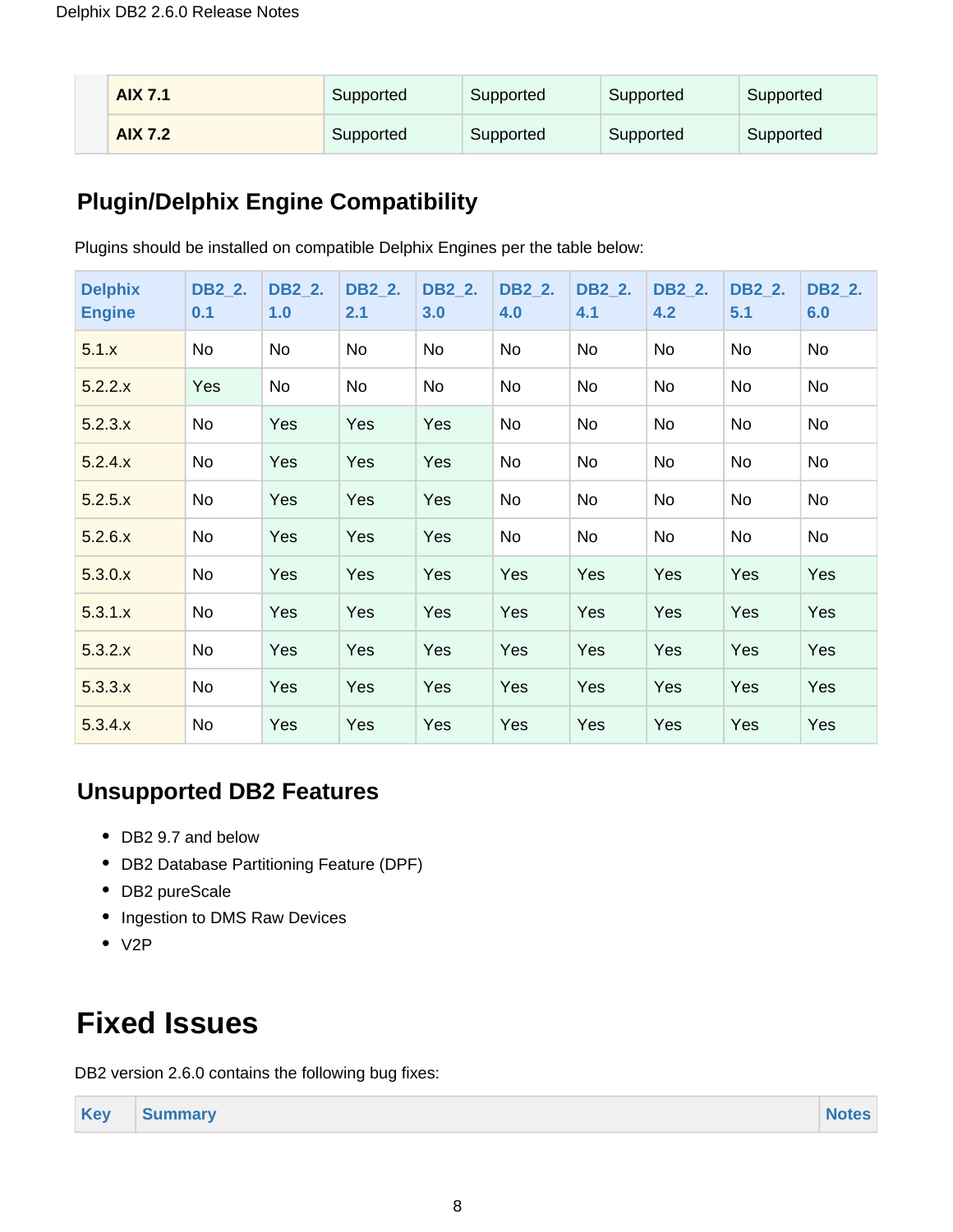| | | | | | |
|---|---|---|---|---|---|
| | **AIX 7.1** | Supported | Supported | Supported | Supported |
| | **AIX 7.2** | Supported | Supported | Supported | Supported |

## Plugin/Delphix Engine Compatibility

Plugins should be installed on compatible Delphix Engines per the table below:

| Delphix Engine | DB2_2.0.1 | DB2_2.1.0 | DB2_2.2.1 | DB2_2.3.0 | DB2_2.4.0 | DB2_2.4.1 | DB2_2.4.2 | DB2_2.5.1 | DB2_2.6.0 |
|---|---|---|---|---|---|---|---|---|---|
| 5.1.x | No | No | No | No | No | No | No | No | No |
| 5.2.2.x | Yes | No | No | No | No | No | No | No | No |
| 5.2.3.x | No | Yes | Yes | Yes | No | No | No | No | No |
| 5.2.4.x | No | Yes | Yes | Yes | No | No | No | No | No |
| 5.2.5.x | No | Yes | Yes | Yes | No | No | No | No | No |
| 5.2.6.x | No | Yes | Yes | Yes | No | No | No | No | No |
| 5.3.0.x | No | Yes | Yes | Yes | Yes | Yes | Yes | Yes | Yes |
| 5.3.1.x | No | Yes | Yes | Yes | Yes | Yes | Yes | Yes | Yes |
| 5.3.2.x | No | Yes | Yes | Yes | Yes | Yes | Yes | Yes | Yes |
| 5.3.3.x | No | Yes | Yes | Yes | Yes | Yes | Yes | Yes | Yes |
| 5.3.4.x | No | Yes | Yes | Yes | Yes | Yes | Yes | Yes | Yes |

## Unsupported DB2 Features

- DB2 9.7 and below
- DB2 Database Partitioning Feature (DPF)
- DB2 pureScale
- Ingestion to DMS Raw Devices
- V2P

# Fixed Issues

DB2 version 2.6.0 contains the following bug fixes:

| Key | Summary | Notes |
|---|---|---|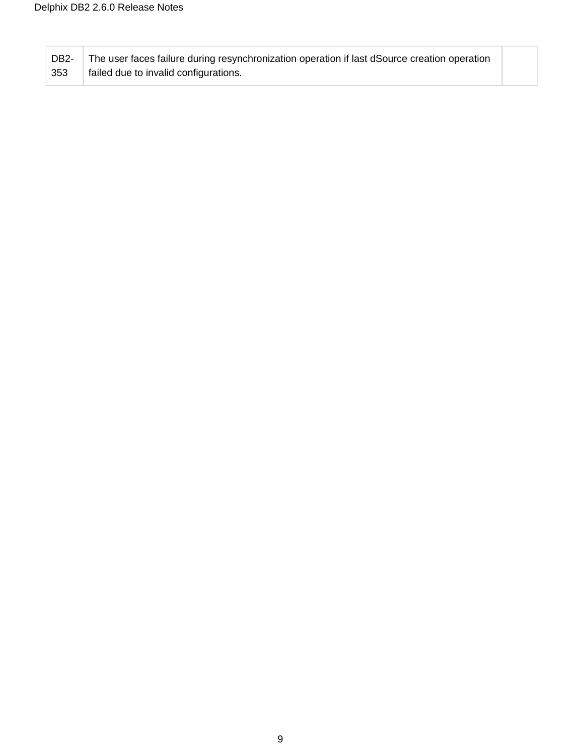| | | |
|---|---|---|
| DB2-353 | The user faces failure during resynchronization operation if last dSource creation operation failed due to invalid configurations. | |